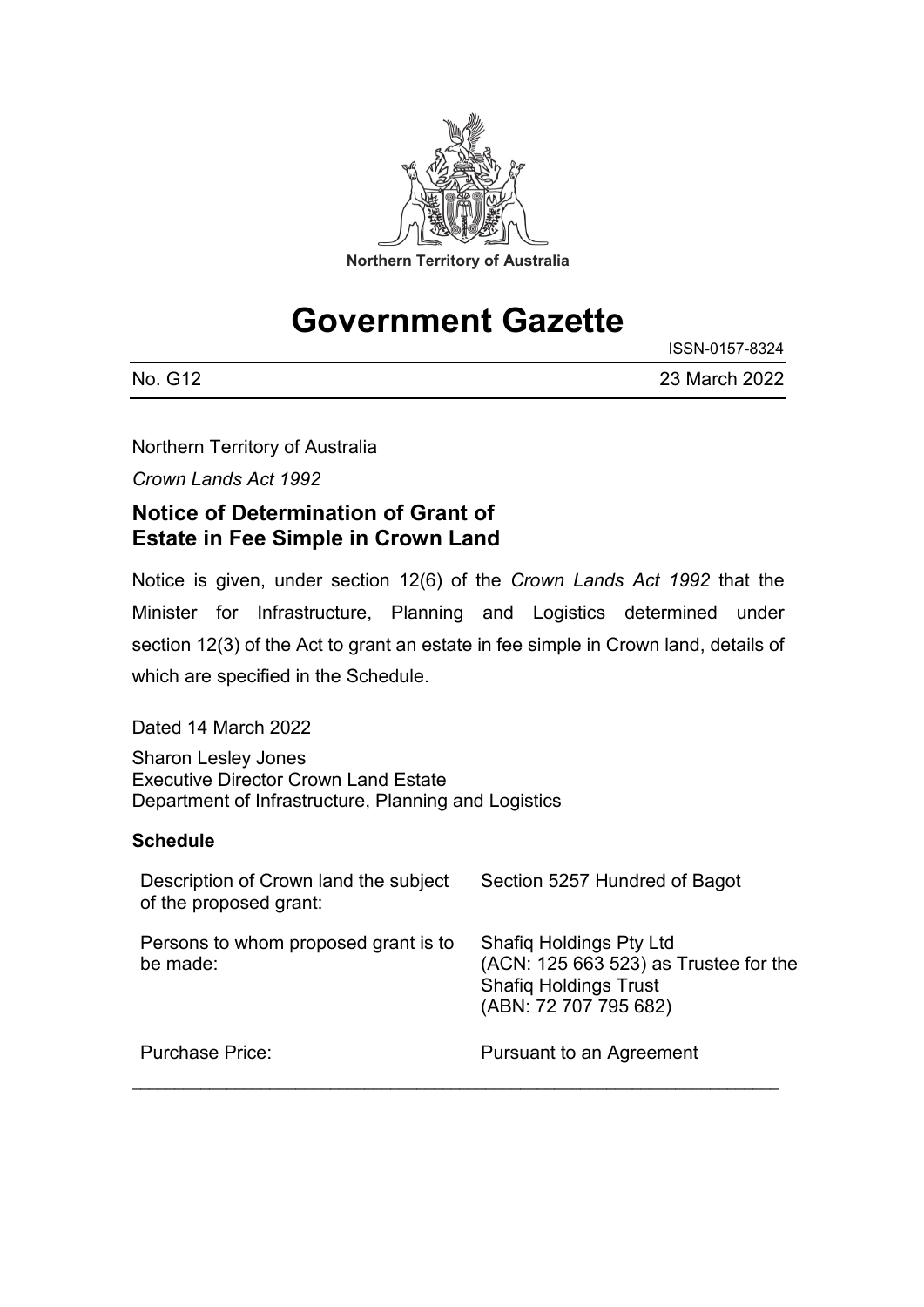Northern Territory of Australia

# Government Gazette

ISSN-0157-8324

No. G12 23 March 2022

Northern Territory of Australia

*Crown Lands Act 1992*

## Notice of Determination of Grant of Estate in Fee Simple in Crown Land

Notice is given, under section 12(6) of the *Crown Lands Act 1992* that the Minister for Infrastructure, Planning and Logistics determined under section 12(3) of the Act to grant an estate in fee simple in Crown land, details of which are specified in the Schedule.

Dated 14 March 2022

Sharon Lesley Jones
Executive Director Crown Land Estate
Department of Infrastructure, Planning and Logistics

### Schedule

| | |
|---|---|
| Description of Crown land the subject of the proposed grant: | Section 5257 Hundred of Bagot |
| Persons to whom proposed grant is to be made: | Shafiq Holdings Pty Ltd (ACN: 125 663 523) as Trustee for the Shafiq Holdings Trust (ABN: 72 707 795 682) |
| Purchase Price: | Pursuant to an Agreement |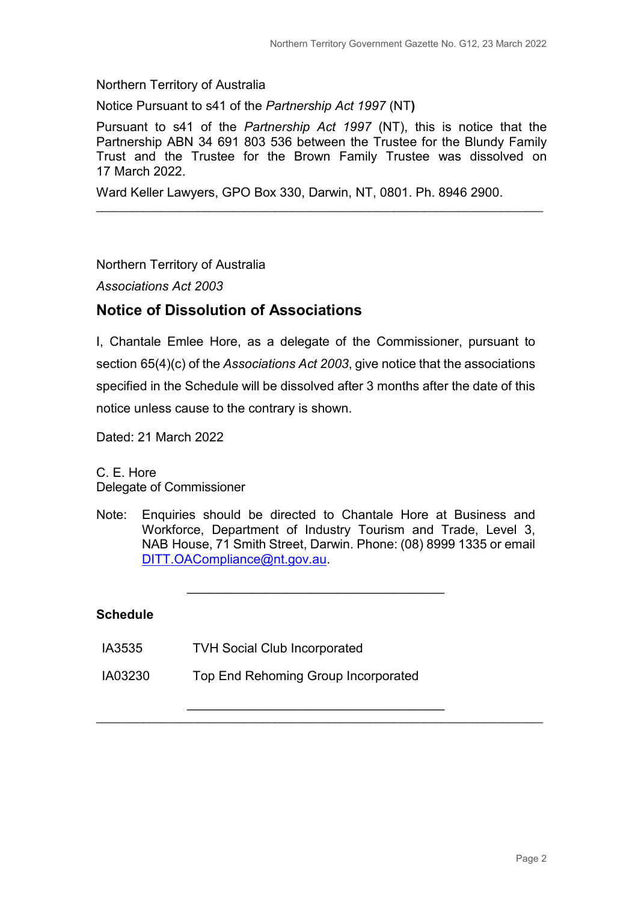Northern Territory of Australia

Notice Pursuant to s41 of the *Partnership Act 1997* (NT**)**

Pursuant to s41 of the *Partnership Act 1997* (NT), this is notice that the Partnership ABN 34 691 803 536 between the Trustee for the Blundy Family Trust and the Trustee for the Brown Family Trustee was dissolved on 17 March 2022.

Ward Keller Lawyers, GPO Box 330, Darwin, NT, 0801. Ph. 8946 2900.

---

Northern Territory of Australia

*Associations Act 2003*

## Notice of Dissolution of Associations

I, Chantale Emlee Hore, as a delegate of the Commissioner, pursuant to section 65(4)(c) of the *Associations Act 2003*, give notice that the associations specified in the Schedule will be dissolved after 3 months after the date of this notice unless cause to the contrary is shown.

Dated: 21 March 2022

C. E. Hore
Delegate of Commissioner

Note: Enquiries should be directed to Chantale Hore at Business and Workforce, Department of Industry Tourism and Trade, Level 3, NAB House, 71 Smith Street, Darwin. Phone: (08) 8999 1335 or email DITT.OACompliance@nt.gov.au.

---

**Schedule**

| | |
|---|---|
| IA3535 | TVH Social Club Incorporated |
| IA03230 | Top End Rehoming Group Incorporated |

---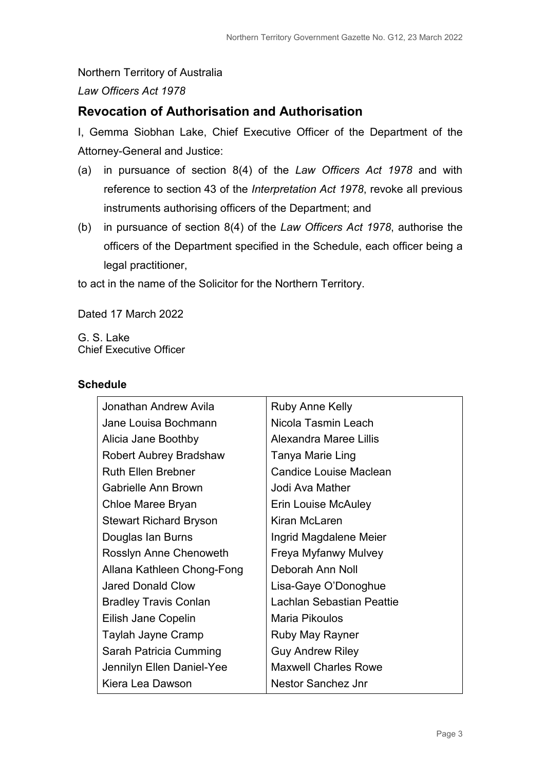Northern Territory of Australia

*Law Officers Act 1978*

## Revocation of Authorisation and Authorisation

I, Gemma Siobhan Lake, Chief Executive Officer of the Department of the Attorney-General and Justice:

(a) in pursuance of section 8(4) of the *Law Officers Act 1978* and with reference to section 43 of the *Interpretation Act 1978*, revoke all previous instruments authorising officers of the Department; and

(b) in pursuance of section 8(4) of the *Law Officers Act 1978*, authorise the officers of the Department specified in the Schedule, each officer being a legal practitioner,

to act in the name of the Solicitor for the Northern Territory.

Dated 17 March 2022

G. S. Lake
Chief Executive Officer

**Schedule**

| | |
|---|---|
| Jonathan Andrew Avila | Ruby Anne Kelly |
| Jane Louisa Bochmann | Nicola Tasmin Leach |
| Alicia Jane Boothby | Alexandra Maree Lillis |
| Robert Aubrey Bradshaw | Tanya Marie Ling |
| Ruth Ellen Brebner | Candice Louise Maclean |
| Gabrielle Ann Brown | Jodi Ava Mather |
| Chloe Maree Bryan | Erin Louise McAuley |
| Stewart Richard Bryson | Kiran McLaren |
| Douglas Ian Burns | Ingrid Magdalene Meier |
| Rosslyn Anne Chenoweth | Freya Myfanwy Mulvey |
| Allana Kathleen Chong-Fong | Deborah Ann Noll |
| Jared Donald Clow | Lisa-Gaye O'Donoghue |
| Bradley Travis Conlan | Lachlan Sebastian Peattie |
| Eilish Jane Copelin | Maria Pikoulos |
| Taylah Jayne Cramp | Ruby May Rayner |
| Sarah Patricia Cumming | Guy Andrew Riley |
| Jennilyn Ellen Daniel-Yee | Maxwell Charles Rowe |
| Kiera Lea Dawson | Nestor Sanchez Jnr |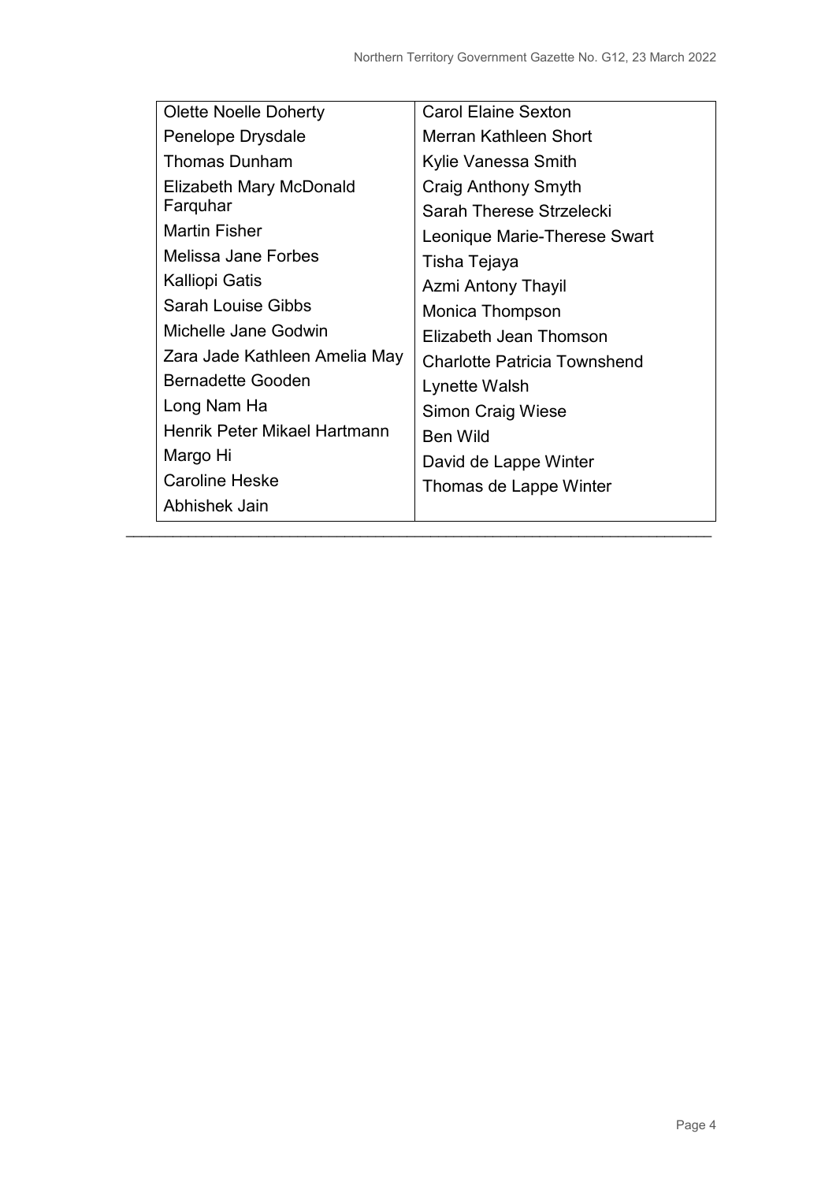| | |
|---|---|
| Olette Noelle Doherty | Carol Elaine Sexton |
| Penelope Drysdale | Merran Kathleen Short |
| Thomas Dunham | Kylie Vanessa Smith |
| Elizabeth Mary McDonald Farquhar | Craig Anthony Smyth |
| Martin Fisher | Sarah Therese Strzelecki |
| Melissa Jane Forbes | Leonique Marie-Therese Swart |
| Kalliopi Gatis | Tisha Tejaya |
| Sarah Louise Gibbs | Azmi Antony Thayil |
| Michelle Jane Godwin | Monica Thompson |
| Zara Jade Kathleen Amelia May | Elizabeth Jean Thomson |
| Bernadette Gooden | Charlotte Patricia Townshend |
| Long Nam Ha | Lynette Walsh |
| Henrik Peter Mikael Hartmann | Simon Craig Wiese |
| Margo Hi | Ben Wild |
| Caroline Heske | David de Lappe Winter |
| Abhishek Jain | Thomas de Lappe Winter |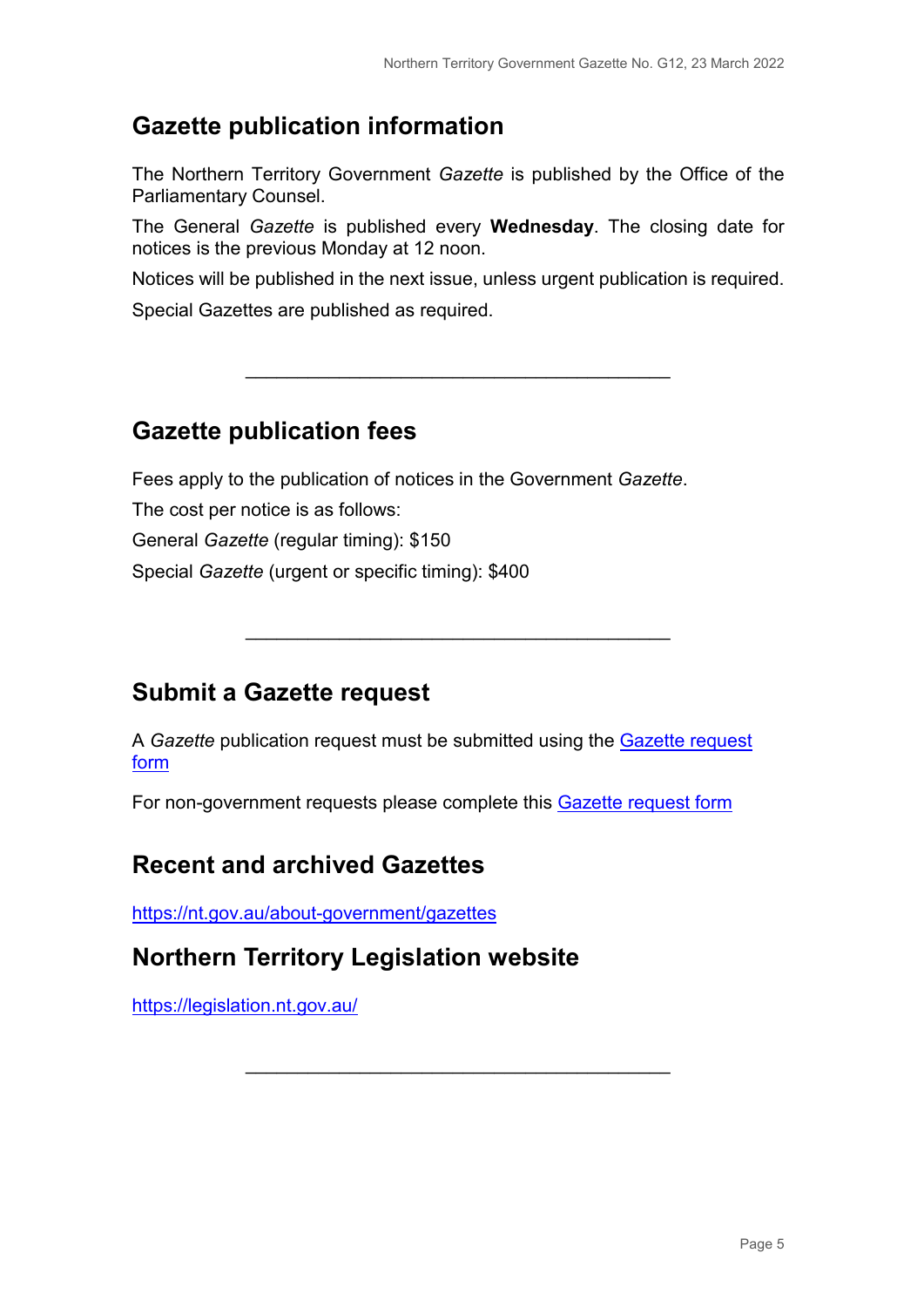## Gazette publication information

The Northern Territory Government *Gazette* is published by the Office of the Parliamentary Counsel.

The General *Gazette* is published every **Wednesday**. The closing date for notices is the previous Monday at 12 noon.

Notices will be published in the next issue, unless urgent publication is required.

Special Gazettes are published as required.

---

## Gazette publication fees

Fees apply to the publication of notices in the Government *Gazette*.

The cost per notice is as follows:

General *Gazette* (regular timing): $150

Special *Gazette* (urgent or specific timing): $400

---

## Submit a Gazette request

A *Gazette* publication request must be submitted using the Gazette request form

For non-government requests please complete this Gazette request form

## Recent and archived Gazettes

https://nt.gov.au/about-government/gazettes

## Northern Territory Legislation website

https://legislation.nt.gov.au/

---